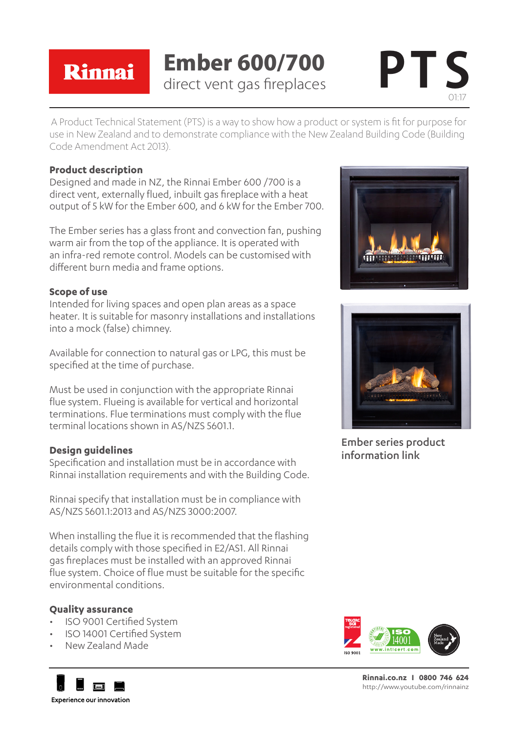# Rinnai Ember 600/700

## direct vent gas fireplaces

# PTS

01:17

A Product Technical Statement (PTS) is a way to show how a product or system is fit for purpose for use in New Zealand and to demonstrate compliance with the New Zealand Building Code (Building Code Amendment Act 2013).

**Product description**

Designed and made in NZ, the Rinnai Ember 600 /700 is a direct vent, externally flued, inbuilt gas fireplace with a heat output of 5 kW for the Ember 600, and 6 kW for the Ember 700.

The Ember series has a glass front and convection fan, pushing warm air from the top of the appliance. It is operated with an infra-red remote control. Models can be customised with different burn media and frame options.

**Scope of use**

Intended for living spaces and open plan areas as a space heater. It is suitable for masonry installations and installations into a mock (false) chimney.

Available for connection to natural gas or LPG, this must be specified at the time of purchase.

Must be used in conjunction with the appropriate Rinnai flue system. Flueing is available for vertical and horizontal terminations. Flue terminations must comply with the flue terminal locations shown in AS/NZS 5601.1.

**Design guidelines**

Specification and installation must be in accordance with Rinnai installation requirements and with the Building Code.

Rinnai specify that installation must be in compliance with AS/NZS 5601.1:2013 and AS/NZS 3000:2007.

When installing the flue it is recommended that the flashing details comply with those specified in E2/AS1. All Rinnai gas fireplaces must be installed with an approved Rinnai flue system. Choice of flue must be suitable for the specific environmental conditions.

**Quality assurance**

- ISO 9001 Certified System
- ISO 14001 Certified System
- New Zealand Made

Ember series product information link

Experience our innovation

**Rinnai.co.nz I 0800 746 624**
http://www.youtube.com/rinnainz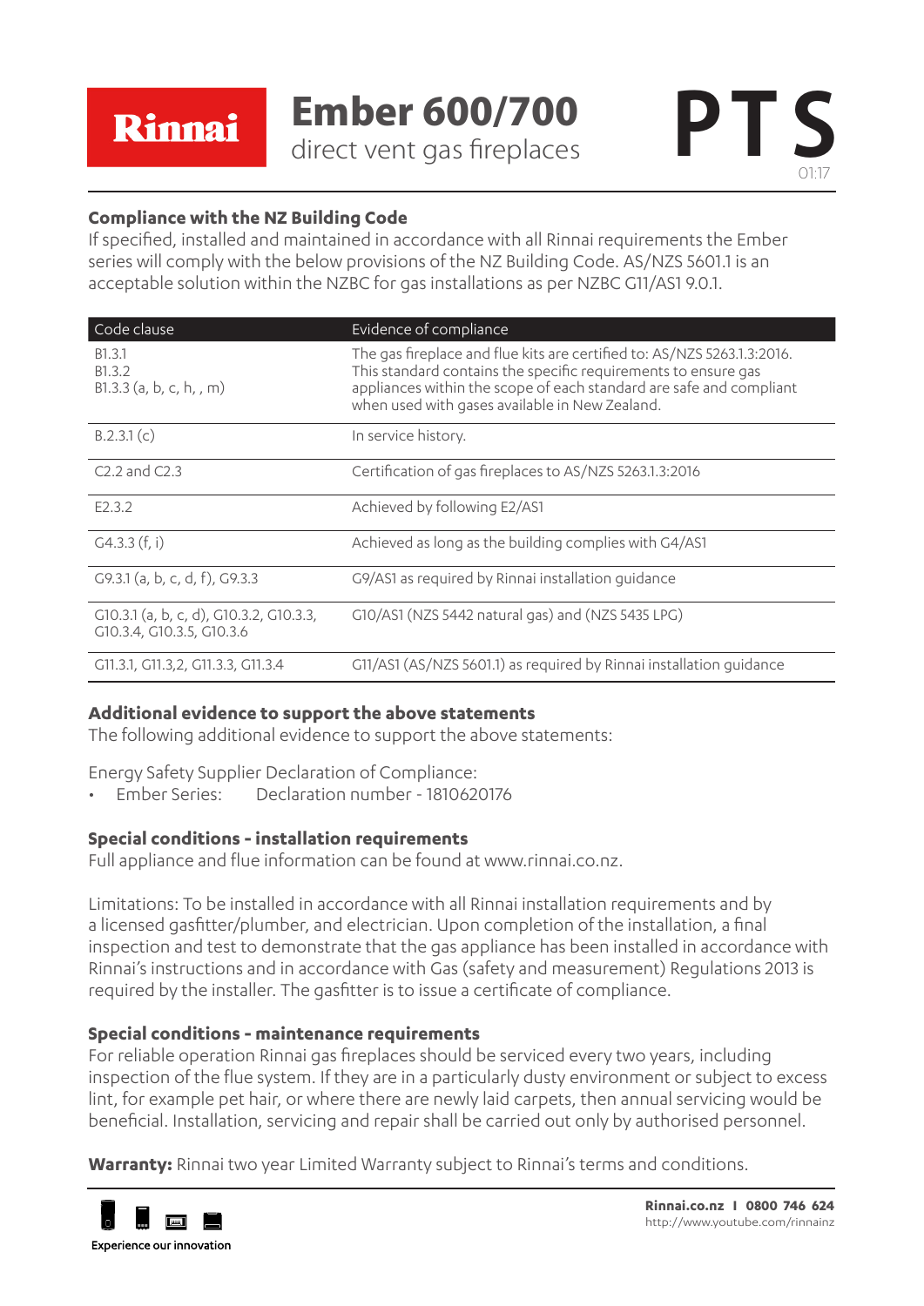# Ember 600/700

direct vent gas fireplaces

**PTS** 01:17

## Compliance with the NZ Building Code

If specified, installed and maintained in accordance with all Rinnai requirements the Ember series will comply with the below provisions of the NZ Building Code. AS/NZS 5601.1 is an acceptable solution within the NZBC for gas installations as per NZBC G11/AS1 9.0.1.

| Code clause | Evidence of compliance |
| --- | --- |
| B1.3.1<br>B1.3.2<br>B1.3.3 (a, b, c, h, , m) | The gas fireplace and flue kits are certified to: AS/NZS 5263.1.3:2016. This standard contains the specific requirements to ensure gas appliances within the scope of each standard are safe and compliant when used with gases available in New Zealand. |
| B.2.3.1 (c) | In service history. |
| C2.2 and C2.3 | Certification of gas fireplaces to AS/NZS 5263.1.3:2016 |
| E2.3.2 | Achieved by following E2/AS1 |
| G4.3.3 (f, i) | Achieved as long as the building complies with G4/AS1 |
| G9.3.1 (a, b, c, d, f), G9.3.3 | G9/AS1 as required by Rinnai installation guidance |
| G10.3.1 (a, b, c, d), G10.3.2, G10.3.3, G10.3.4, G10.3.5, G10.3.6 | G10/AS1 (NZS 5442 natural gas) and (NZS 5435 LPG) |
| G11.3.1, G11.3,2, G11.3.3, G11.3.4 | G11/AS1 (AS/NZS 5601.1) as required by Rinnai installation guidance |

## Additional evidence to support the above statements

The following additional evidence to support the above statements:

Energy Safety Supplier Declaration of Compliance:

- Ember Series: Declaration number - 1810620176

## Special conditions - installation requirements

Full appliance and flue information can be found at www.rinnai.co.nz.

Limitations: To be installed in accordance with all Rinnai installation requirements and by a licensed gasfitter/plumber, and electrician. Upon completion of the installation, a final inspection and test to demonstrate that the gas appliance has been installed in accordance with Rinnai's instructions and in accordance with Gas (safety and measurement) Regulations 2013 is required by the installer. The gasfitter is to issue a certificate of compliance.

## Special conditions - maintenance requirements

For reliable operation Rinnai gas fireplaces should be serviced every two years, including inspection of the flue system. If they are in a particularly dusty environment or subject to excess lint, for example pet hair, or where there are newly laid carpets, then annual servicing would be beneficial. Installation, servicing and repair shall be carried out only by authorised personnel.

**Warranty:** Rinnai two year Limited Warranty subject to Rinnai's terms and conditions.

Experience our innovation

**Rinnai.co.nz I 0800 746 624**
http://www.youtube.com/rinnainz